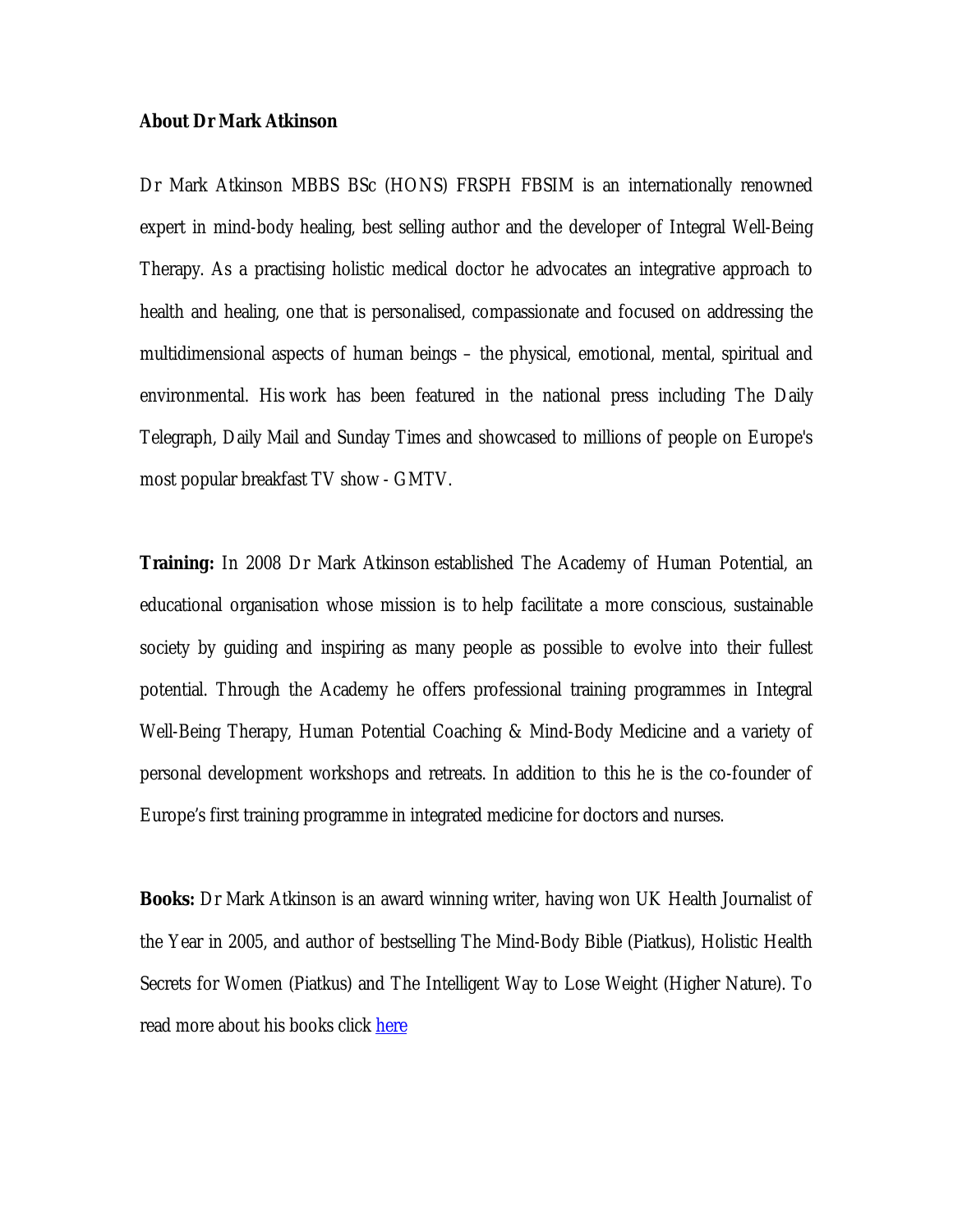**About Dr Mark Atkinson**

Dr Mark Atkinson MBBS BSc (HONS) FRSPH FBSIM is an internationally renowned expert in mind-body healing, best selling author and the developer of Integral Well-Being Therapy. As a practising holistic medical doctor he advocates an integrative approach to health and healing, one that is personalised, compassionate and focused on addressing the multidimensional aspects of human beings – the physical, emotional, mental, spiritual and environmental. His work has been featured in the national press including The Daily Telegraph, Daily Mail and Sunday Times and showcased to millions of people on Europe's most popular breakfast TV show - GMTV.

**Training:** In 2008 Dr Mark Atkinson established The Academy of Human Potential, an educational organisation whose mission is to help facilitate a more conscious, sustainable society by guiding and inspiring as many people as possible to evolve into their fullest potential. Through the Academy he offers professional training programmes in Integral Well-Being Therapy, Human Potential Coaching & Mind-Body Medicine and a variety of personal development workshops and retreats. In addition to this he is the co-founder of Europe's first training programme in integrated medicine for doctors and nurses.

**Books:** Dr Mark Atkinson is an award winning writer, having won UK Health Journalist of the Year in 2005, and author of bestselling The Mind-Body Bible (Piatkus), Holistic Health Secrets for Women (Piatkus) and The Intelligent Way to Lose Weight (Higher Nature). To read more about his books click here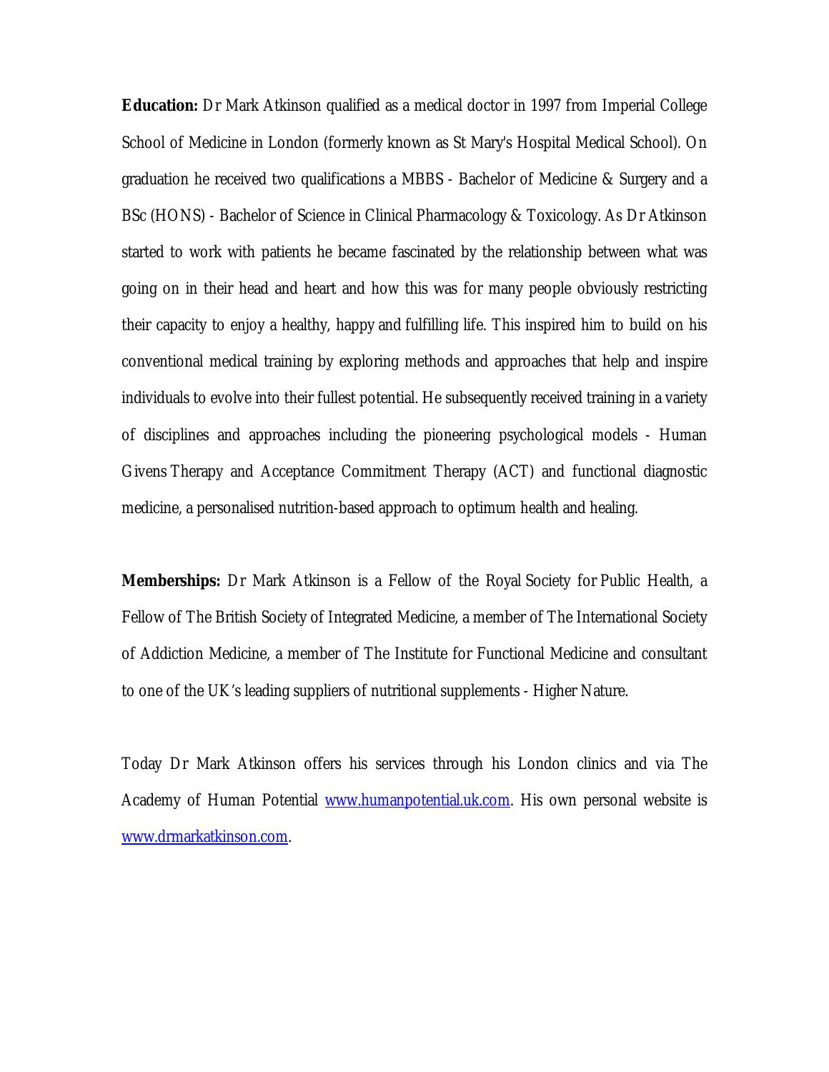**Education:** Dr Mark Atkinson qualified as a medical doctor in 1997 from Imperial College School of Medicine in London (formerly known as St Mary's Hospital Medical School). On graduation he received two qualifications a MBBS - Bachelor of Medicine & Surgery and a BSc (HONS) - Bachelor of Science in Clinical Pharmacology & Toxicology. As Dr Atkinson started to work with patients he became fascinated by the relationship between what was going on in their head and heart and how this was for many people obviously restricting their capacity to enjoy a healthy, happy and fulfilling life. This inspired him to build on his conventional medical training by exploring methods and approaches that help and inspire individuals to evolve into their fullest potential. He subsequently received training in a variety of disciplines and approaches including the pioneering psychological models - Human Givens Therapy and Acceptance Commitment Therapy (ACT) and functional diagnostic medicine, a personalised nutrition-based approach to optimum health and healing.

**Memberships:** Dr Mark Atkinson is a Fellow of the Royal Society for Public Health, a Fellow of The British Society of Integrated Medicine, a member of The International Society of Addiction Medicine, a member of The Institute for Functional Medicine and consultant to one of the UK's leading suppliers of nutritional supplements - Higher Nature.

Today Dr Mark Atkinson offers his services through his London clinics and via The Academy of Human Potential [www.humanpotential.uk.com](http://www.humanpotential.uk.com). His own personal website is [www.drmarkatkinson.com](http://www.drmarkatkinson.com).